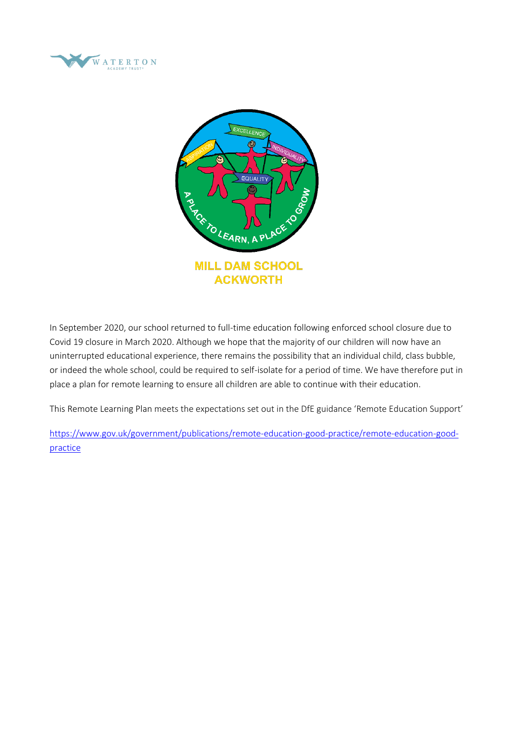# MILL DAM SCHOOL
# ACKWORTH

In September 2020, our school returned to full-time education following enforced school closure due to Covid 19 closure in March 2020. Although we hope that the majority of our children will now have an uninterrupted educational experience, there remains the possibility that an individual child, class bubble, or indeed the whole school, could be required to self-isolate for a period of time. We have therefore put in place a plan for remote learning to ensure all children are able to continue with their education.

This Remote Learning Plan meets the expectations set out in the DfE guidance 'Remote Education Support'

https://www.gov.uk/government/publications/remote-education-good-practice/remote-education-good-practice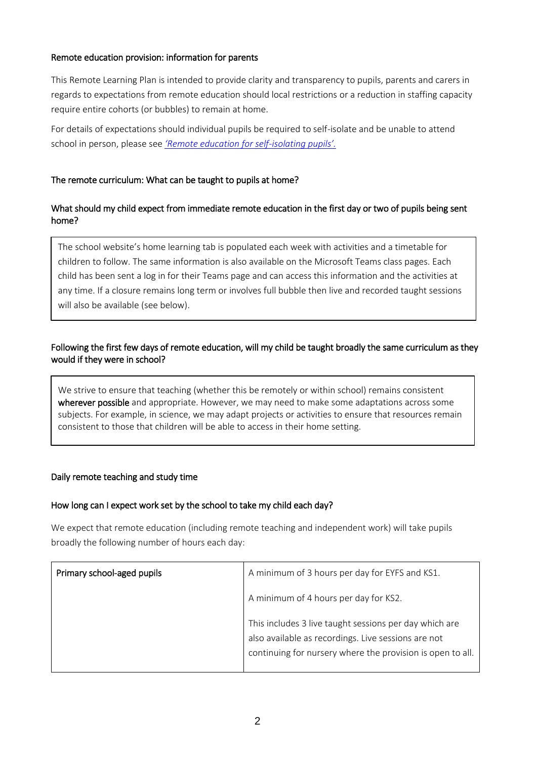## Remote education provision: information for parents

This Remote Learning Plan is intended to provide clarity and transparency to pupils, parents and carers in regards to expectations from remote education should local restrictions or a reduction in staffing capacity require entire cohorts (or bubbles) to remain at home.

For details of expectations should individual pupils be required to self-isolate and be unable to attend school in person, please see *'Remote education for self-isolating pupils'.*

## The remote curriculum: What can be taught to pupils at home?

### What should my child expect from immediate remote education in the first day or two of pupils being sent home?

The school website's home learning tab is populated each week with activities and a timetable for children to follow. The same information is also available on the Microsoft Teams class pages. Each child has been sent a log in for their Teams page and can access this information and the activities at any time. If a closure remains long term or involves full bubble then live and recorded taught sessions will also be available (see below).

### Following the first few days of remote education, will my child be taught broadly the same curriculum as they would if they were in school?

We strive to ensure that teaching (whether this be remotely or within school) remains consistent **wherever possible** and appropriate. However, we may need to make some adaptations across some subjects. For example, in science, we may adapt projects or activities to ensure that resources remain consistent to those that children will be able to access in their home setting.

## Daily remote teaching and study time

### How long can I expect work set by the school to take my child each day?

We expect that remote education (including remote teaching and independent work) will take pupils broadly the following number of hours each day:

| | |
|---|---|
| Primary school-aged pupils | A minimum of 3 hours per day for EYFS and KS1.<br><br>A minimum of 4 hours per day for KS2.<br><br>This includes 3 live taught sessions per day which are also available as recordings. Live sessions are not continuing for nursery where the provision is open to all. |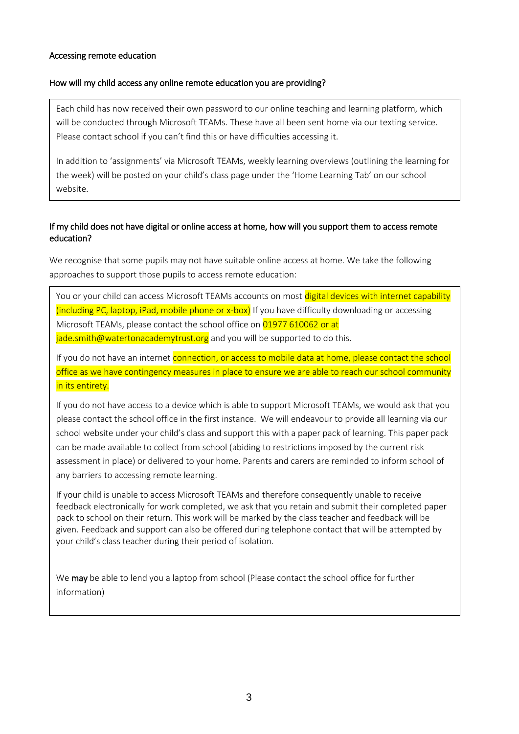## Accessing remote education

### How will my child access any online remote education you are providing?

Each child has now received their own password to our online teaching and learning platform, which will be conducted through Microsoft TEAMs. These have all been sent home via our texting service. Please contact school if you can't find this or have difficulties accessing it.

In addition to 'assignments' via Microsoft TEAMs, weekly learning overviews (outlining the learning for the week) will be posted on your child's class page under the 'Home Learning Tab' on our school website.

### If my child does not have digital or online access at home, how will you support them to access remote education?

We recognise that some pupils may not have suitable online access at home. We take the following approaches to support those pupils to access remote education:

You or your child can access Microsoft TEAMs accounts on most digital devices with internet capability (including PC, laptop, iPad, mobile phone or x-box) If you have difficulty downloading or accessing Microsoft TEAMs, please contact the school office on 01977 610062 or at jade.smith@watertonacademytrust.org and you will be supported to do this.

If you do not have an internet connection, or access to mobile data at home, please contact the school office as we have contingency measures in place to ensure we are able to reach our school community in its entirety.

If you do not have access to a device which is able to support Microsoft TEAMs, we would ask that you please contact the school office in the first instance. We will endeavour to provide all learning via our school website under your child's class and support this with a paper pack of learning. This paper pack can be made available to collect from school (abiding to restrictions imposed by the current risk assessment in place) or delivered to your home. Parents and carers are reminded to inform school of any barriers to accessing remote learning.

If your child is unable to access Microsoft TEAMs and therefore consequently unable to receive feedback electronically for work completed, we ask that you retain and submit their completed paper pack to school on their return. This work will be marked by the class teacher and feedback will be given. Feedback and support can also be offered during telephone contact that will be attempted by your child's class teacher during their period of isolation.

We **may** be able to lend you a laptop from school (Please contact the school office for further information)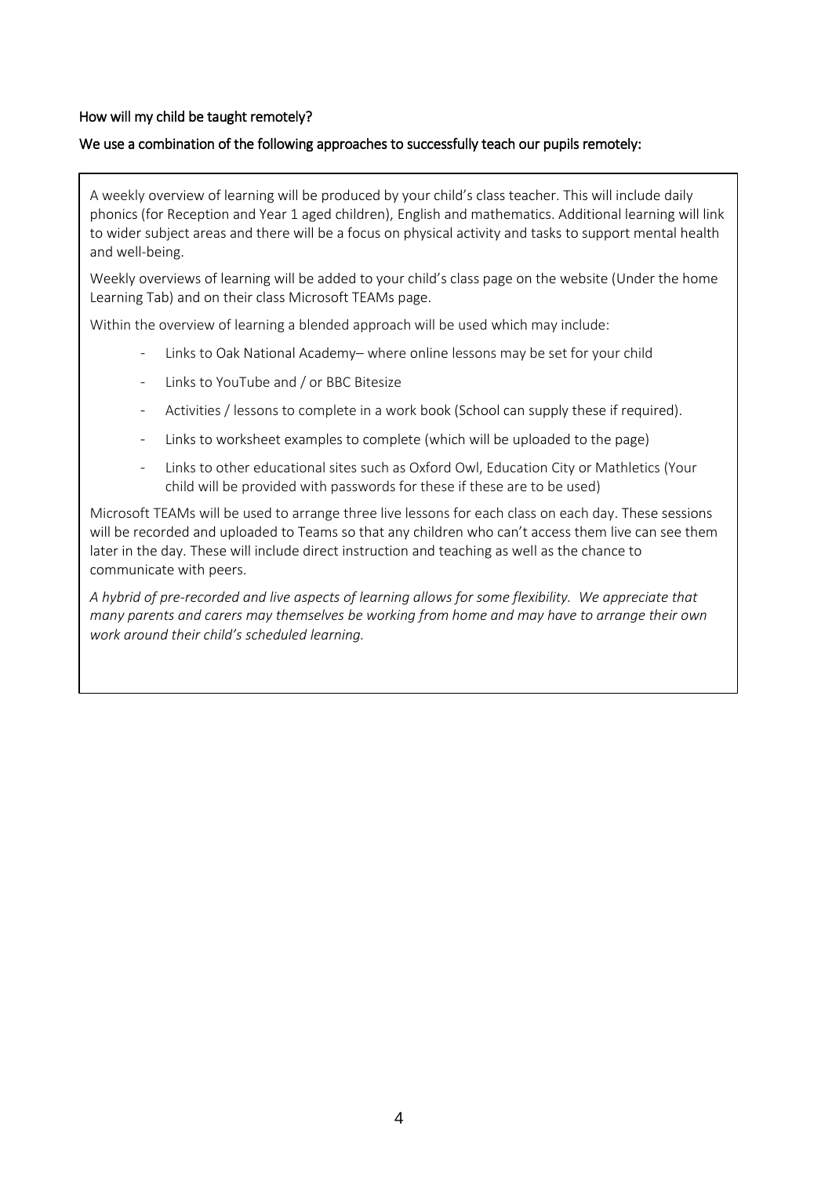**How will my child be taught remotely?**

**We use a combination of the following approaches to successfully teach our pupils remotely:**

A weekly overview of learning will be produced by your child's class teacher. This will include daily phonics (for Reception and Year 1 aged children), English and mathematics. Additional learning will link to wider subject areas and there will be a focus on physical activity and tasks to support mental health and well-being.

Weekly overviews of learning will be added to your child's class page on the website (Under the home Learning Tab) and on their class Microsoft TEAMs page.

Within the overview of learning a blended approach will be used which may include:

- Links to Oak National Academy– where online lessons may be set for your child
- Links to YouTube and / or BBC Bitesize
- Activities / lessons to complete in a work book (School can supply these if required).
- Links to worksheet examples to complete (which will be uploaded to the page)
- Links to other educational sites such as Oxford Owl, Education City or Mathletics (Your child will be provided with passwords for these if these are to be used)

Microsoft TEAMs will be used to arrange three live lessons for each class on each day. These sessions will be recorded and uploaded to Teams so that any children who can't access them live can see them later in the day. These will include direct instruction and teaching as well as the chance to communicate with peers.

*A hybrid of pre-recorded and live aspects of learning allows for some flexibility. We appreciate that many parents and carers may themselves be working from home and may have to arrange their own work around their child's scheduled learning.*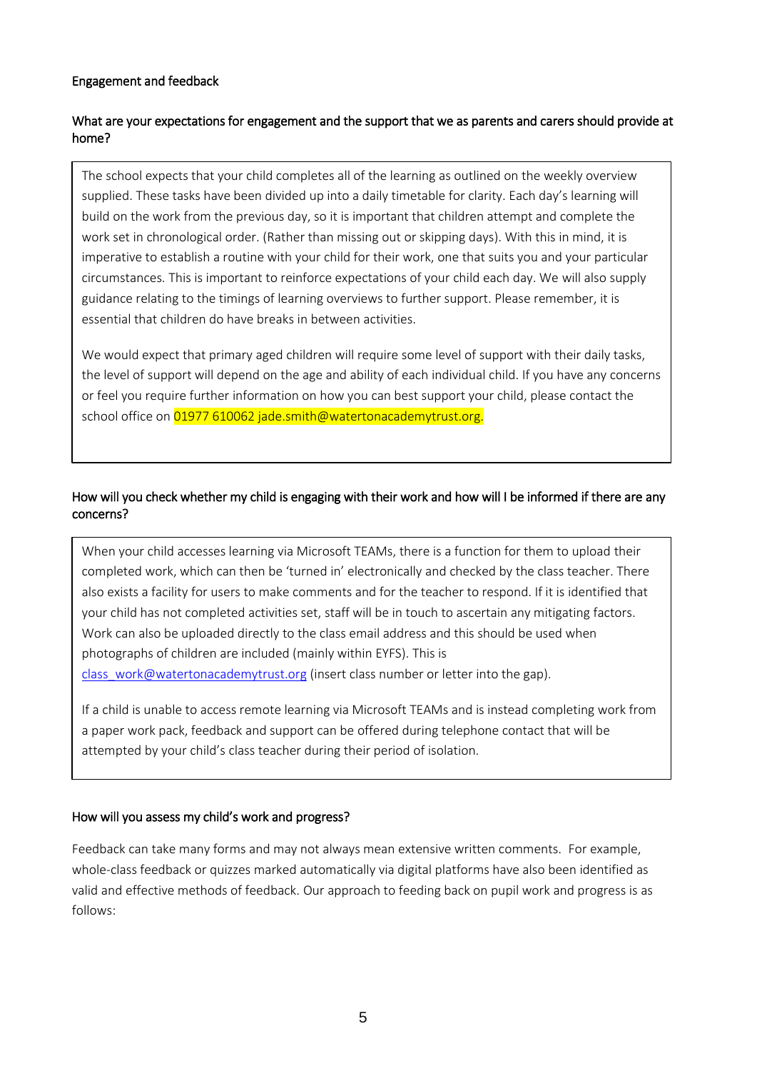### Engagement and feedback

#### What are your expectations for engagement and the support that we as parents and carers should provide at home?

The school expects that your child completes all of the learning as outlined on the weekly overview supplied. These tasks have been divided up into a daily timetable for clarity. Each day's learning will build on the work from the previous day, so it is important that children attempt and complete the work set in chronological order. (Rather than missing out or skipping days). With this in mind, it is imperative to establish a routine with your child for their work, one that suits you and your particular circumstances. This is important to reinforce expectations of your child each day. We will also supply guidance relating to the timings of learning overviews to further support. Please remember, it is essential that children do have breaks in between activities.

We would expect that primary aged children will require some level of support with their daily tasks, the level of support will depend on the age and ability of each individual child. If you have any concerns or feel you require further information on how you can best support your child, please contact the school office on 01977 610062 jade.smith@watertonacademytrust.org.

#### How will you check whether my child is engaging with their work and how will I be informed if there are any concerns?

When your child accesses learning via Microsoft TEAMs, there is a function for them to upload their completed work, which can then be 'turned in' electronically and checked by the class teacher. There also exists a facility for users to make comments and for the teacher to respond. If it is identified that your child has not completed activities set, staff will be in touch to ascertain any mitigating factors. Work can also be uploaded directly to the class email address and this should be used when photographs of children are included (mainly within EYFS). This is class_work@watertonacademytrust.org (insert class number or letter into the gap).

If a child is unable to access remote learning via Microsoft TEAMs and is instead completing work from a paper work pack, feedback and support can be offered during telephone contact that will be attempted by your child's class teacher during their period of isolation.

#### How will you assess my child's work and progress?

Feedback can take many forms and may not always mean extensive written comments. For example, whole-class feedback or quizzes marked automatically via digital platforms have also been identified as valid and effective methods of feedback. Our approach to feeding back on pupil work and progress is as follows: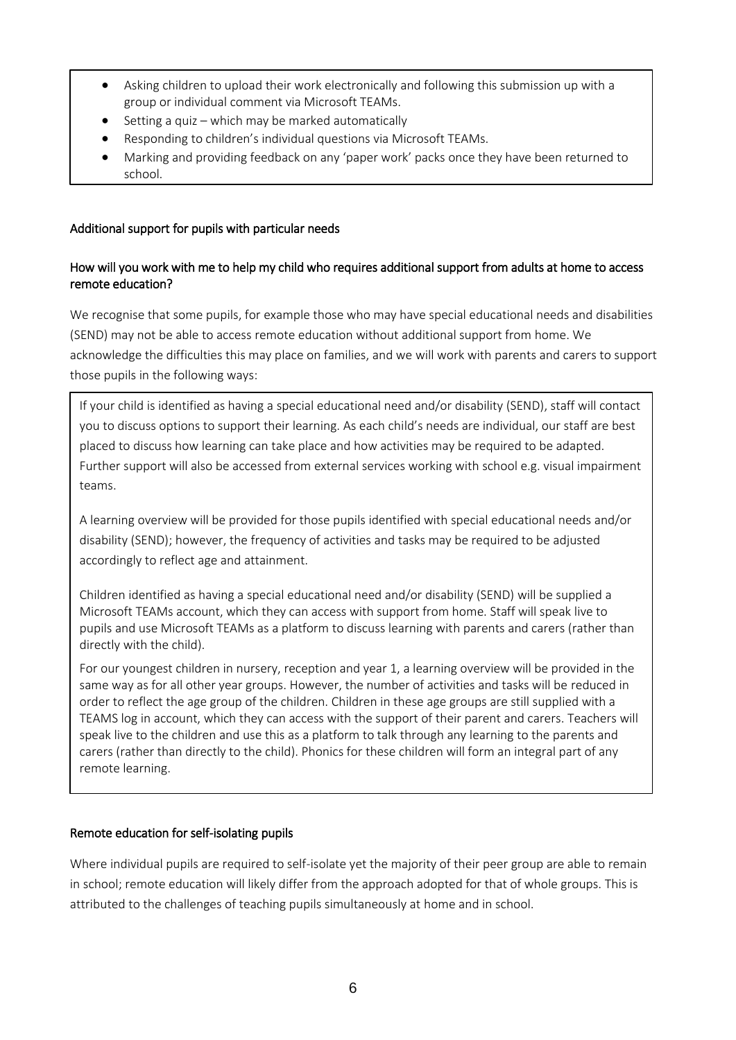- Asking children to upload their work electronically and following this submission up with a group or individual comment via Microsoft TEAMs.
- Setting a quiz – which may be marked automatically
- Responding to children's individual questions via Microsoft TEAMs.
- Marking and providing feedback on any 'paper work' packs once they have been returned to school.

## Additional support for pupils with particular needs

### How will you work with me to help my child who requires additional support from adults at home to access remote education?

We recognise that some pupils, for example those who may have special educational needs and disabilities (SEND) may not be able to access remote education without additional support from home. We acknowledge the difficulties this may place on families, and we will work with parents and carers to support those pupils in the following ways:

If your child is identified as having a special educational need and/or disability (SEND), staff will contact you to discuss options to support their learning. As each child's needs are individual, our staff are best placed to discuss how learning can take place and how activities may be required to be adapted. Further support will also be accessed from external services working with school e.g. visual impairment teams.

A learning overview will be provided for those pupils identified with special educational needs and/or disability (SEND); however, the frequency of activities and tasks may be required to be adjusted accordingly to reflect age and attainment.

Children identified as having a special educational need and/or disability (SEND) will be supplied a Microsoft TEAMs account, which they can access with support from home. Staff will speak live to pupils and use Microsoft TEAMs as a platform to discuss learning with parents and carers (rather than directly with the child).

For our youngest children in nursery, reception and year 1, a learning overview will be provided in the same way as for all other year groups. However, the number of activities and tasks will be reduced in order to reflect the age group of the children. Children in these age groups are still supplied with a TEAMS log in account, which they can access with the support of their parent and carers. Teachers will speak live to the children and use this as a platform to talk through any learning to the parents and carers (rather than directly to the child). Phonics for these children will form an integral part of any remote learning.

## Remote education for self-isolating pupils

Where individual pupils are required to self-isolate yet the majority of their peer group are able to remain in school; remote education will likely differ from the approach adopted for that of whole groups. This is attributed to the challenges of teaching pupils simultaneously at home and in school.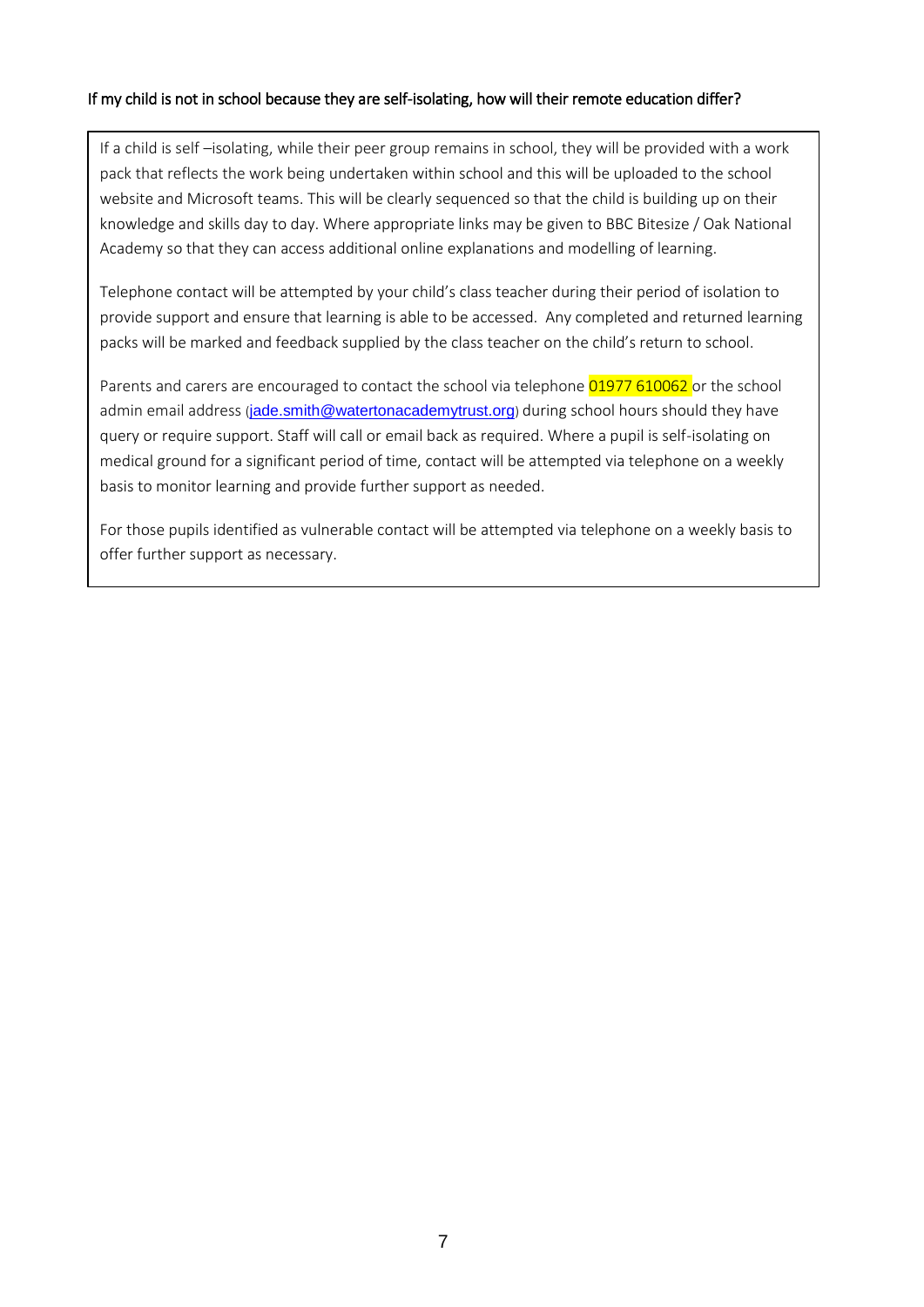### If my child is not in school because they are self-isolating, how will their remote education differ?

If a child is self –isolating, while their peer group remains in school, they will be provided with a work pack that reflects the work being undertaken within school and this will be uploaded to the school website and Microsoft teams. This will be clearly sequenced so that the child is building up on their knowledge and skills day to day. Where appropriate links may be given to BBC Bitesize / Oak National Academy so that they can access additional online explanations and modelling of learning.

Telephone contact will be attempted by your child's class teacher during their period of isolation to provide support and ensure that learning is able to be accessed. Any completed and returned learning packs will be marked and feedback supplied by the class teacher on the child's return to school.

Parents and carers are encouraged to contact the school via telephone 01977 610062 or the school admin email address (jade.smith@watertonacademytrust.org) during school hours should they have query or require support. Staff will call or email back as required. Where a pupil is self-isolating on medical ground for a significant period of time, contact will be attempted via telephone on a weekly basis to monitor learning and provide further support as needed.

For those pupils identified as vulnerable contact will be attempted via telephone on a weekly basis to offer further support as necessary.